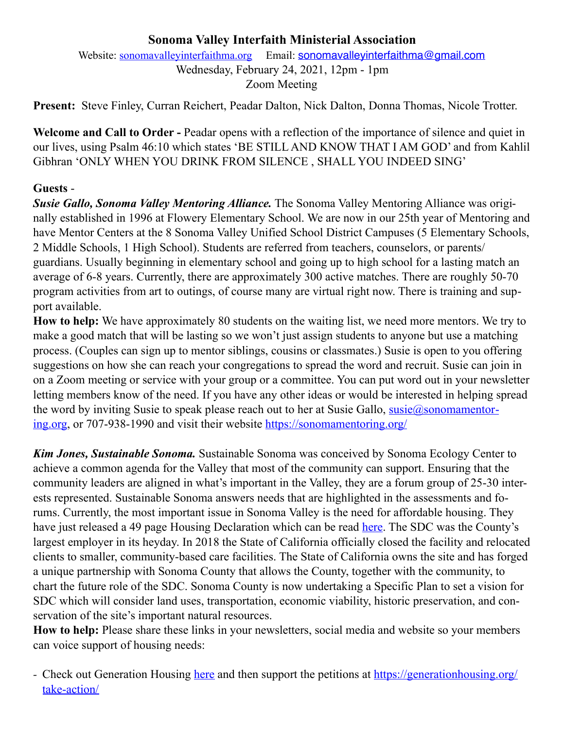# Sonoma Valley Interfaith Ministerial Association

Website: [sonomavalleyinterfaithma.org](sonomavalleyinterfaithma.org)    Email: [sonomavalleyinterfaithma@gmail.com](mailto:sonomavalleyinterfaithma@gmail.com)

Wednesday, February 24, 2021, 12pm - 1pm

Zoom Meeting

**Present:** Steve Finley, Curran Reichert, Peadar Dalton, Nick Dalton, Donna Thomas, Nicole Trotter.

**Welcome and Call to Order -** Peadar opens with a reflection of the importance of silence and quiet in our lives, using Psalm 46:10 which states 'BE STILL AND KNOW THAT I AM GOD' and from Kahlil Gibhran 'ONLY WHEN YOU DRINK FROM SILENCE , SHALL YOU INDEED SING'

**Guests** -

***Susie Gallo, Sonoma Valley Mentoring Alliance.*** The Sonoma Valley Mentoring Alliance was originally established in 1996 at Flowery Elementary School. We are now in our 25th year of Mentoring and have Mentor Centers at the 8 Sonoma Valley Unified School District Campuses (5 Elementary Schools, 2 Middle Schools, 1 High School). Students are referred from teachers, counselors, or parents/ guardians. Usually beginning in elementary school and going up to high school for a lasting match an average of 6-8 years. Currently, there are approximately 300 active matches. There are roughly 50-70 program activities from art to outings, of course many are virtual right now. There is training and support available.

**How to help:** We have approximately 80 students on the waiting list, we need more mentors. We try to make a good match that will be lasting so we won't just assign students to anyone but use a matching process. (Couples can sign up to mentor siblings, cousins or classmates.) Susie is open to you offering suggestions on how she can reach your congregations to spread the word and recruit. Susie can join in on a Zoom meeting or service with your group or a committee. You can put word out in your newsletter letting members know of the need. If you have any other ideas or would be interested in helping spread the word by inviting Susie to speak please reach out to her at Susie Gallo, [susie@sonomamentoring.org](mailto:susie@sonomamentoring.org), or 707-938-1990 and visit their website [https://sonomamentoring.org/](https://sonomamentoring.org/)

***Kim Jones, Sustainable Sonoma.*** Sustainable Sonoma was conceived by Sonoma Ecology Center to achieve a common agenda for the Valley that most of the community can support. Ensuring that the community leaders are aligned in what's important in the Valley, they are a forum group of 25-30 interests represented. Sustainable Sonoma answers needs that are highlighted in the assessments and forums. Currently, the most important issue in Sonoma Valley is the need for affordable housing. They have just released a 49 page Housing Declaration which can be read here. The SDC was the County's largest employer in its heyday. In 2018 the State of California officially closed the facility and relocated clients to smaller, community-based care facilities. The State of California owns the site and has forged a unique partnership with Sonoma County that allows the County, together with the community, to chart the future role of the SDC. Sonoma County is now undertaking a Specific Plan to set a vision for SDC which will consider land uses, transportation, economic viability, historic preservation, and conservation of the site's important natural resources.

**How to help:** Please share these links in your newsletters, social media and website so your members can voice support of housing needs:

- Check out Generation Housing here and then support the petitions at [https://generationhousing.org/take-action/](https://generationhousing.org/take-action/)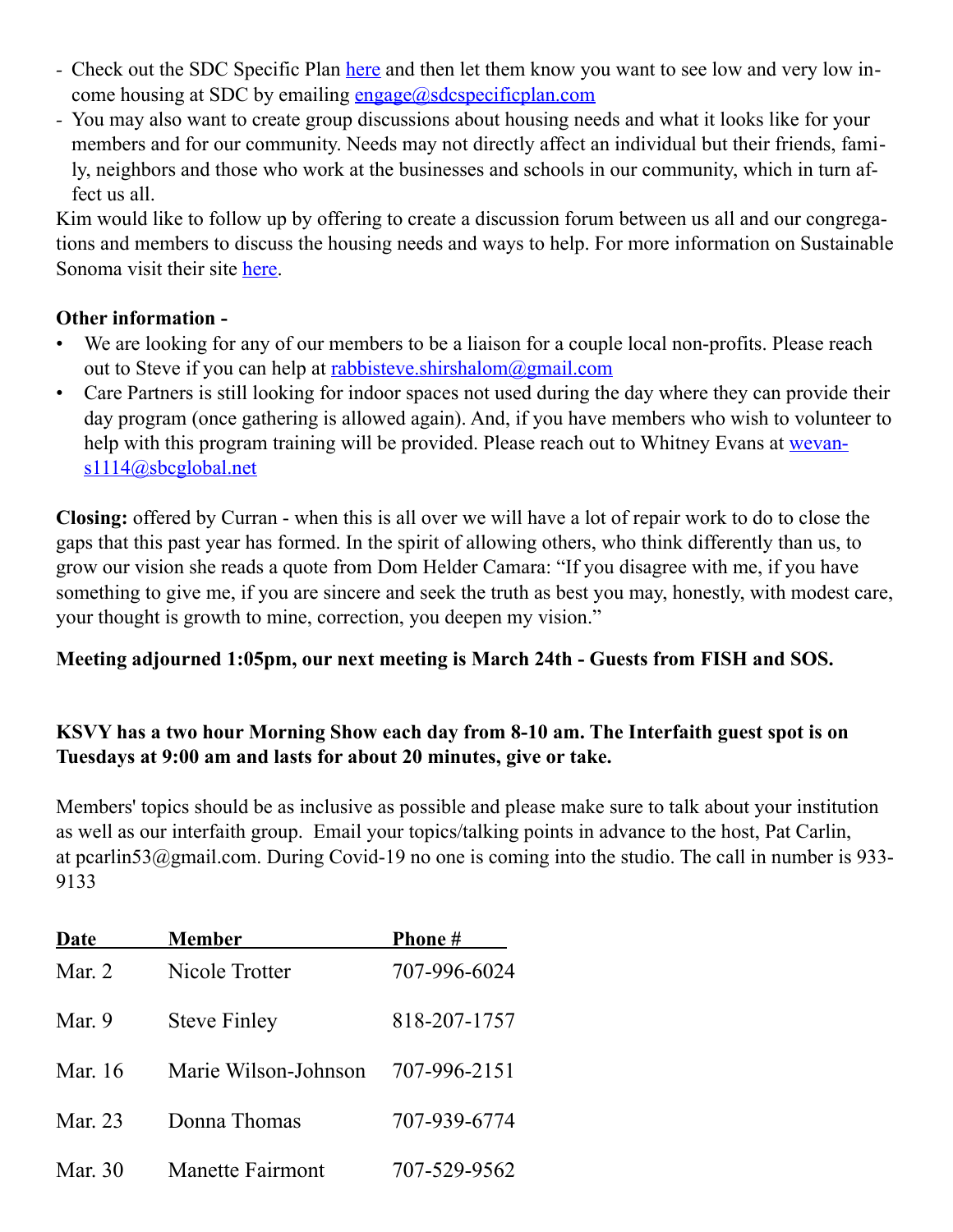- Check out the SDC Specific Plan [here](#) and then let them know you want to see low and very low income housing at SDC by emailing engage@sdcspecificplan.com
- You may also want to create group discussions about housing needs and what it looks like for your members and for our community. Needs may not directly affect an individual but their friends, family, neighbors and those who work at the businesses and schools in our community, which in turn affect us all.

Kim would like to follow up by offering to create a discussion forum between us all and our congregations and members to discuss the housing needs and ways to help. For more information on Sustainable Sonoma visit their site [here](#).

**Other information -**

- We are looking for any of our members to be a liaison for a couple local non-profits. Please reach out to Steve if you can help at rabbisteve.shirshalom@gmail.com
- Care Partners is still looking for indoor spaces not used during the day where they can provide their day program (once gathering is allowed again). And, if you have members who wish to volunteer to help with this program training will be provided. Please reach out to Whitney Evans at wevans1114@sbcglobal.net

**Closing:** offered by Curran - when this is all over we will have a lot of repair work to do to close the gaps that this past year has formed. In the spirit of allowing others, who think differently than us, to grow our vision she reads a quote from Dom Helder Camara: "If you disagree with me, if you have something to give me, if you are sincere and seek the truth as best you may, honestly, with modest care, your thought is growth to mine, correction, you deepen my vision."

**Meeting adjourned 1:05pm, our next meeting is March 24th - Guests from FISH and SOS.**

**KSVY has a two hour Morning Show each day from 8-10 am. The Interfaith guest spot is on Tuesdays at 9:00 am and lasts for about 20 minutes, give or take.**

Members' topics should be as inclusive as possible and please make sure to talk about your institution as well as our interfaith group. Email your topics/talking points in advance to the host, Pat Carlin, at pcarlin53@gmail.com. During Covid-19 no one is coming into the studio. The call in number is 933-9133

| Date | Member | Phone # |
|---|---|---|
| Mar. 2 | Nicole Trotter | 707-996-6024 |
| Mar. 9 | Steve Finley | 818-207-1757 |
| Mar. 16 | Marie Wilson-Johnson | 707-996-2151 |
| Mar. 23 | Donna Thomas | 707-939-6774 |
| Mar. 30 | Manette Fairmont | 707-529-9562 |